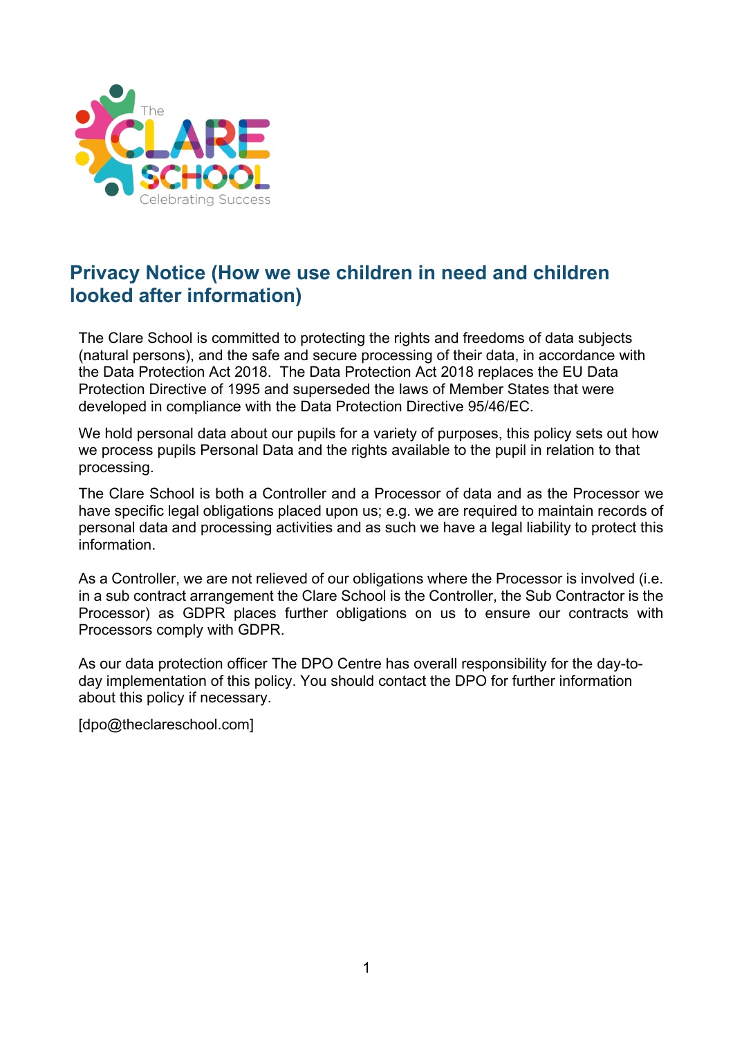# Privacy Notice (How we use children in need and children looked after information)

The Clare School is committed to protecting the rights and freedoms of data subjects (natural persons), and the safe and secure processing of their data, in accordance with the Data Protection Act 2018. The Data Protection Act 2018 replaces the EU Data Protection Directive of 1995 and superseded the laws of Member States that were developed in compliance with the Data Protection Directive 95/46/EC.

We hold personal data about our pupils for a variety of purposes, this policy sets out how we process pupils Personal Data and the rights available to the pupil in relation to that processing.

The Clare School is both a Controller and a Processor of data and as the Processor we have specific legal obligations placed upon us; e.g. we are required to maintain records of personal data and processing activities and as such we have a legal liability to protect this information.

As a Controller, we are not relieved of our obligations where the Processor is involved (i.e. in a sub contract arrangement the Clare School is the Controller, the Sub Contractor is the Processor) as GDPR places further obligations on us to ensure our contracts with Processors comply with GDPR.

As our data protection officer The DPO Centre has overall responsibility for the day-to-day implementation of this policy. You should contact the DPO for further information about this policy if necessary.

[dpo@theclareschool.com]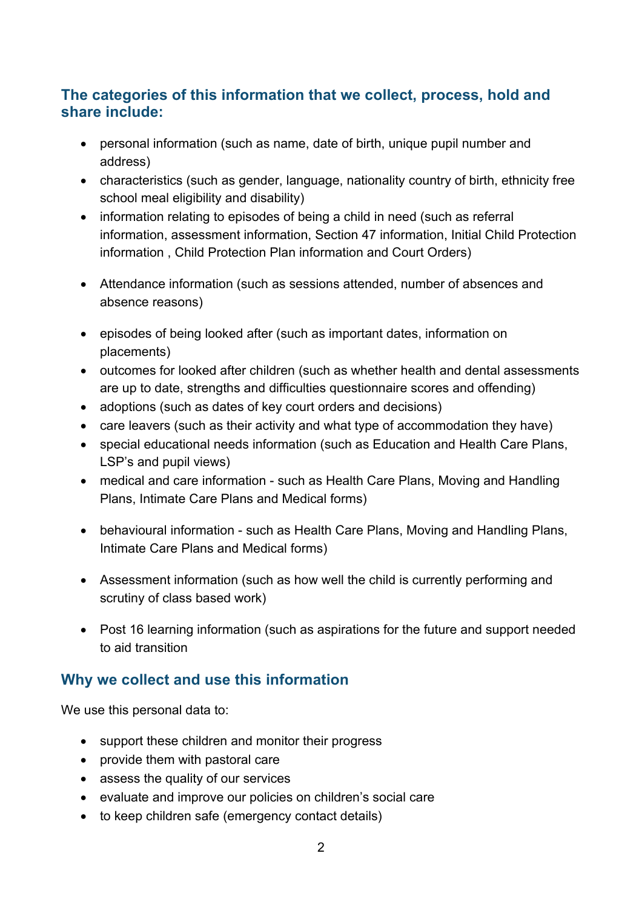### The categories of this information that we collect, process, hold and share include:

- personal information (such as name, date of birth, unique pupil number and address)
- characteristics (such as gender, language, nationality country of birth, ethnicity free school meal eligibility and disability)
- information relating to episodes of being a child in need (such as referral information, assessment information, Section 47 information, Initial Child Protection information , Child Protection Plan information and Court Orders)
- Attendance information (such as sessions attended, number of absences and absence reasons)
- episodes of being looked after (such as important dates, information on placements)
- outcomes for looked after children (such as whether health and dental assessments are up to date, strengths and difficulties questionnaire scores and offending)
- adoptions (such as dates of key court orders and decisions)
- care leavers (such as their activity and what type of accommodation they have)
- special educational needs information (such as Education and Health Care Plans, LSP's and pupil views)
- medical and care information - such as Health Care Plans, Moving and Handling Plans, Intimate Care Plans and Medical forms)
- behavioural information - such as Health Care Plans, Moving and Handling Plans, Intimate Care Plans and Medical forms)
- Assessment information (such as how well the child is currently performing and scrutiny of class based work)
- Post 16 learning information (such as aspirations for the future and support needed to aid transition

### Why we collect and use this information

We use this personal data to:

- support these children and monitor their progress
- provide them with pastoral care
- assess the quality of our services
- evaluate and improve our policies on children's social care
- to keep children safe (emergency contact details)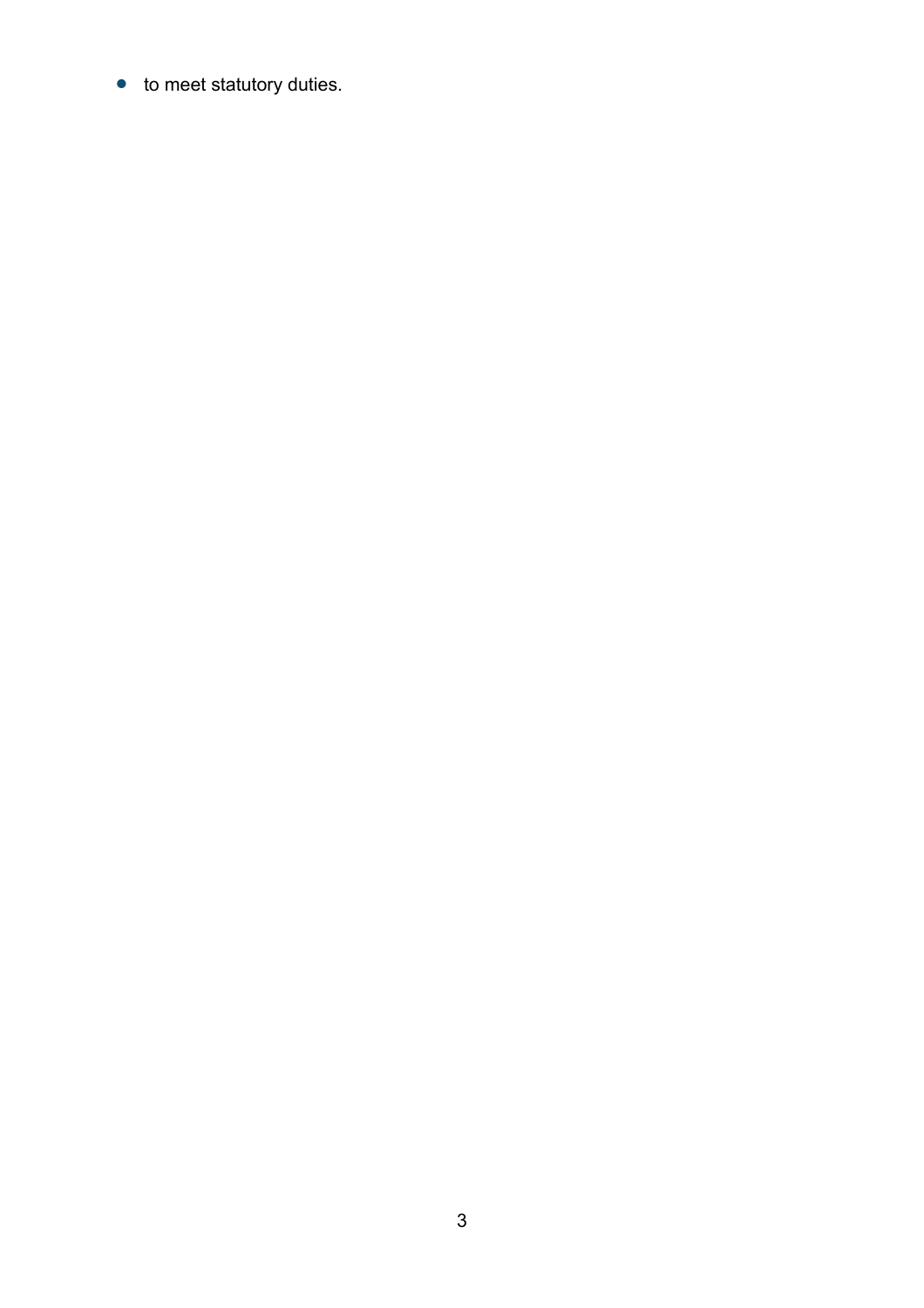- to meet statutory duties.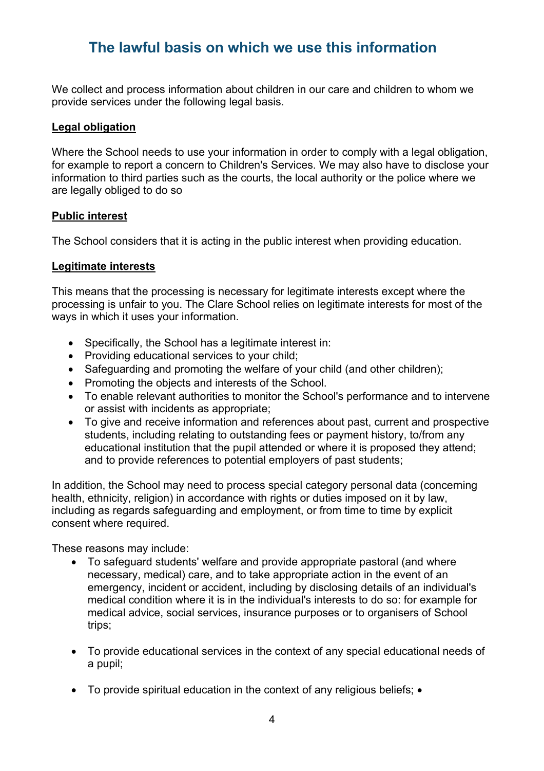## The lawful basis on which we use this information

We collect and process information about children in our care and children to whom we provide services under the following legal basis.

**Legal obligation**

Where the School needs to use your information in order to comply with a legal obligation, for example to report a concern to Children's Services. We may also have to disclose your information to third parties such as the courts, the local authority or the police where we are legally obliged to do so

**Public interest**

The School considers that it is acting in the public interest when providing education.

**Legitimate interests**

This means that the processing is necessary for legitimate interests except where the processing is unfair to you. The Clare School relies on legitimate interests for most of the ways in which it uses your information.

- Specifically, the School has a legitimate interest in:
- Providing educational services to your child;
- Safeguarding and promoting the welfare of your child (and other children);
- Promoting the objects and interests of the School.
- To enable relevant authorities to monitor the School's performance and to intervene or assist with incidents as appropriate;
- To give and receive information and references about past, current and prospective students, including relating to outstanding fees or payment history, to/from any educational institution that the pupil attended or where it is proposed they attend; and to provide references to potential employers of past students;

In addition, the School may need to process special category personal data (concerning health, ethnicity, religion) in accordance with rights or duties imposed on it by law, including as regards safeguarding and employment, or from time to time by explicit consent where required.

These reasons may include:

- To safeguard students' welfare and provide appropriate pastoral (and where necessary, medical) care, and to take appropriate action in the event of an emergency, incident or accident, including by disclosing details of an individual's medical condition where it is in the individual's interests to do so: for example for medical advice, social services, insurance purposes or to organisers of School trips;

- To provide educational services in the context of any special educational needs of a pupil;

- To provide spiritual education in the context of any religious beliefs; •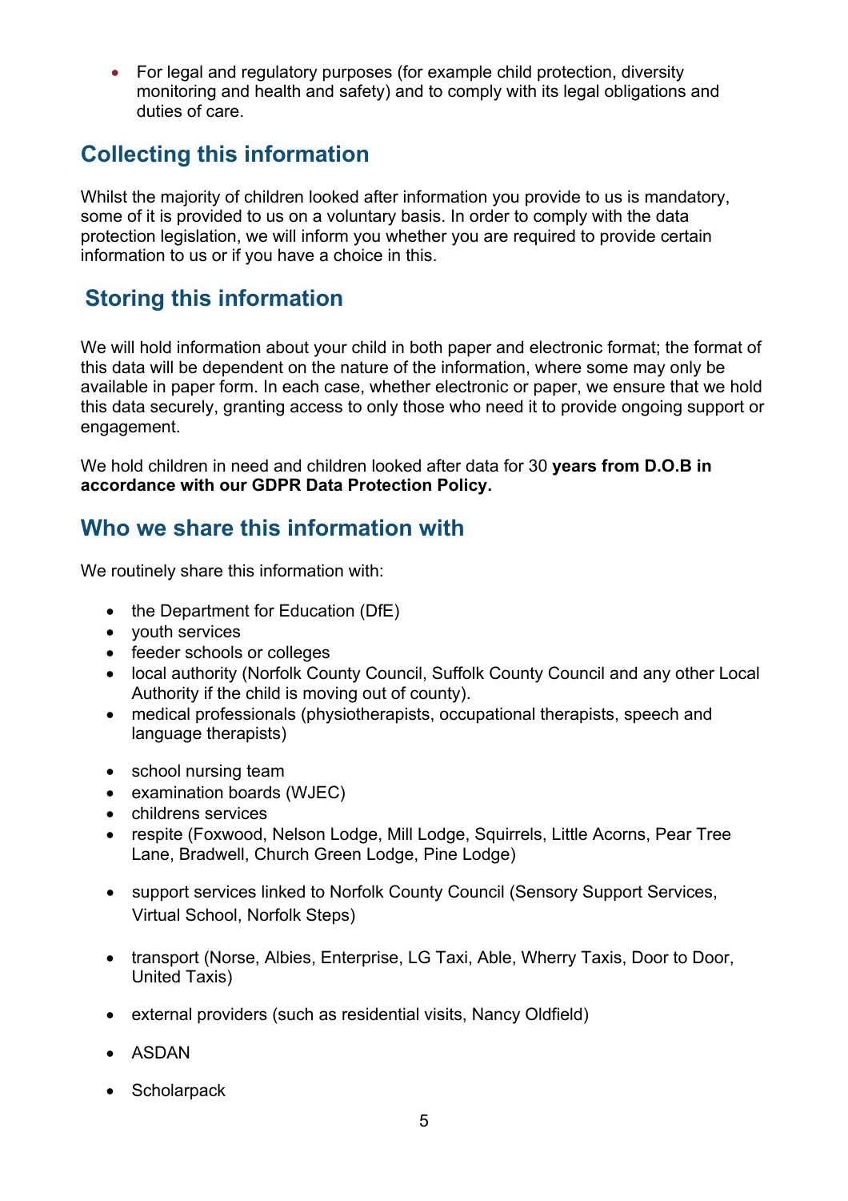- For legal and regulatory purposes (for example child protection, diversity monitoring and health and safety) and to comply with its legal obligations and duties of care.

## Collecting this information

Whilst the majority of children looked after information you provide to us is mandatory, some of it is provided to us on a voluntary basis. In order to comply with the data protection legislation, we will inform you whether you are required to provide certain information to us or if you have a choice in this.

## Storing this information

We will hold information about your child in both paper and electronic format; the format of this data will be dependent on the nature of the information, where some may only be available in paper form. In each case, whether electronic or paper, we ensure that we hold this data securely, granting access to only those who need it to provide ongoing support or engagement.

We hold children in need and children looked after data for 30 **years from D.O.B in accordance with our GDPR Data Protection Policy.**

## Who we share this information with

We routinely share this information with:

- the Department for Education (DfE)
- youth services
- feeder schools or colleges
- local authority (Norfolk County Council, Suffolk County Council and any other Local Authority if the child is moving out of county).
- medical professionals (physiotherapists, occupational therapists, speech and language therapists)
- school nursing team
- examination boards (WJEC)
- childrens services
- respite (Foxwood, Nelson Lodge, Mill Lodge, Squirrels, Little Acorns, Pear Tree Lane, Bradwell, Church Green Lodge, Pine Lodge)
- support services linked to Norfolk County Council (Sensory Support Services, Virtual School, Norfolk Steps)
- transport (Norse, Albies, Enterprise, LG Taxi, Able, Wherry Taxis, Door to Door, United Taxis)
- external providers (such as residential visits, Nancy Oldfield)
- ASDAN
- Scholarpack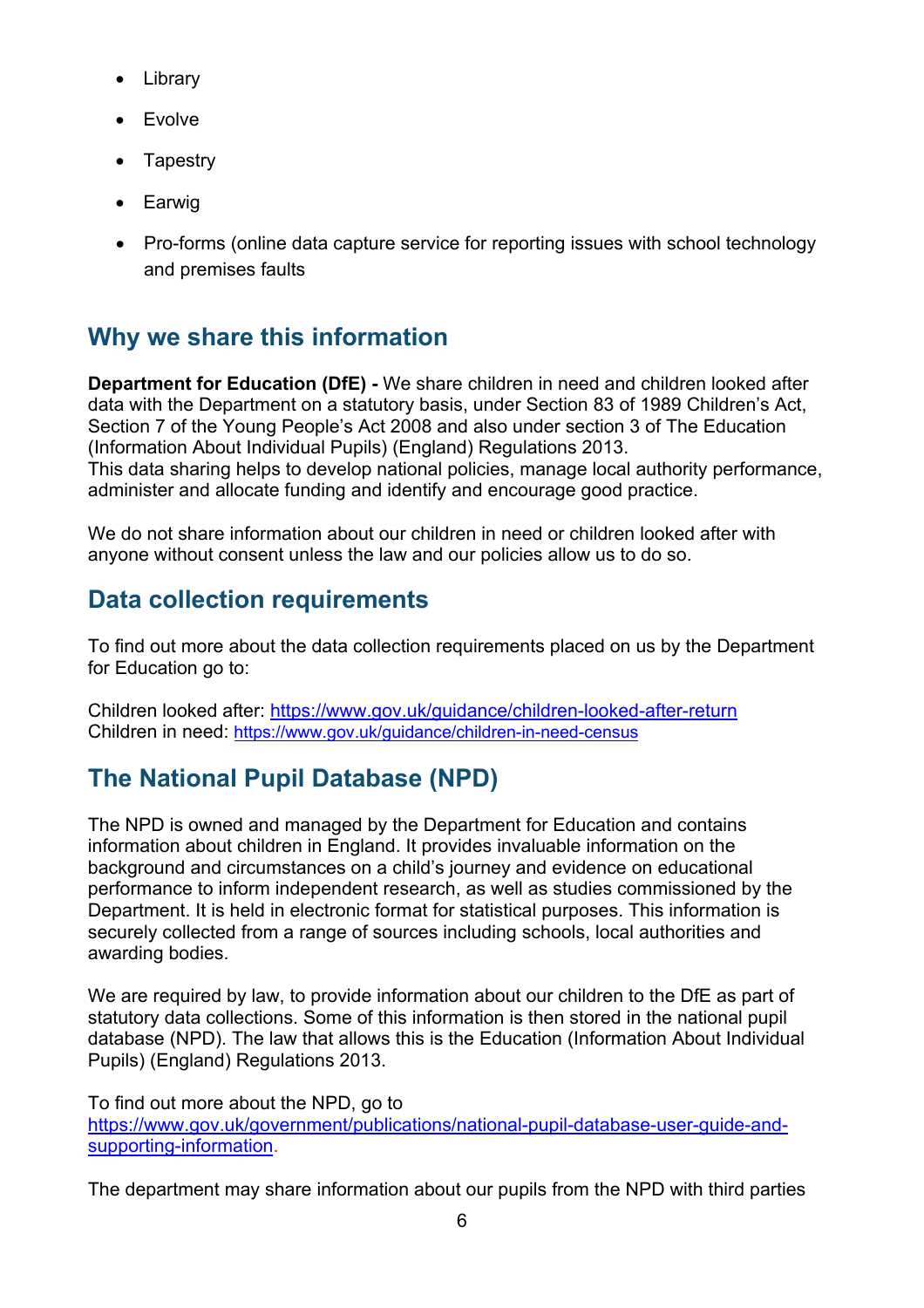- Library
- Evolve
- Tapestry
- Earwig
- Pro-forms (online data capture service for reporting issues with school technology and premises faults

## Why we share this information

**Department for Education (DfE) -** We share children in need and children looked after data with the Department on a statutory basis, under Section 83 of 1989 Children's Act, Section 7 of the Young People's Act 2008 and also under section 3 of The Education (Information About Individual Pupils) (England) Regulations 2013.
This data sharing helps to develop national policies, manage local authority performance, administer and allocate funding and identify and encourage good practice.

We do not share information about our children in need or children looked after with anyone without consent unless the law and our policies allow us to do so.

## Data collection requirements

To find out more about the data collection requirements placed on us by the Department for Education go to:

Children looked after: https://www.gov.uk/guidance/children-looked-after-return
Children in need: https://www.gov.uk/guidance/children-in-need-census

## The National Pupil Database (NPD)

The NPD is owned and managed by the Department for Education and contains information about children in England. It provides invaluable information on the background and circumstances on a child's journey and evidence on educational performance to inform independent research, as well as studies commissioned by the Department. It is held in electronic format for statistical purposes. This information is securely collected from a range of sources including schools, local authorities and awarding bodies.

We are required by law, to provide information about our children to the DfE as part of statutory data collections. Some of this information is then stored in the national pupil database (NPD). The law that allows this is the Education (Information About Individual Pupils) (England) Regulations 2013.

To find out more about the NPD, go to https://www.gov.uk/government/publications/national-pupil-database-user-guide-and-supporting-information.

The department may share information about our pupils from the NPD with third parties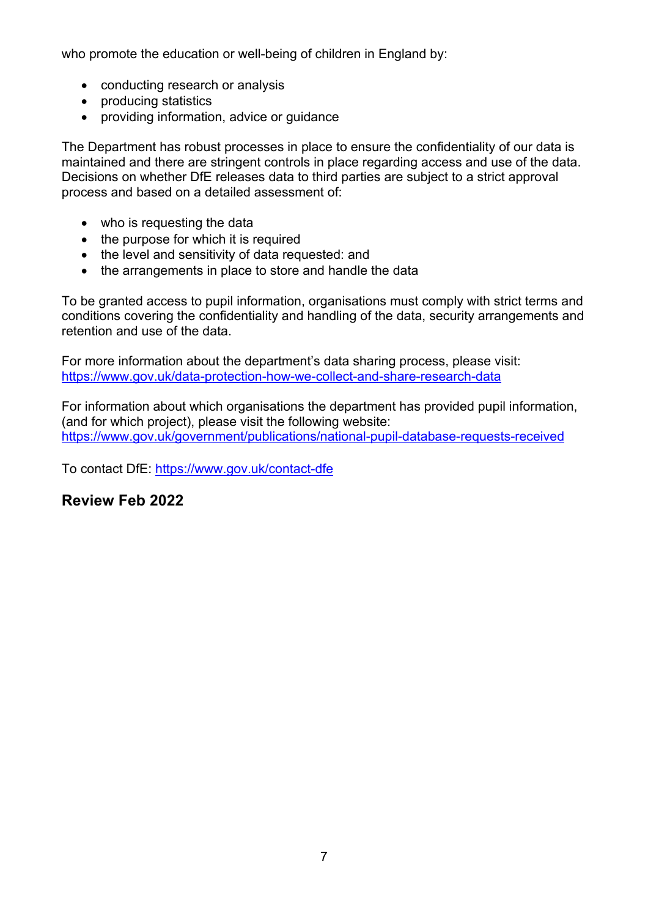who promote the education or well-being of children in England by:

- conducting research or analysis
- producing statistics
- providing information, advice or guidance

The Department has robust processes in place to ensure the confidentiality of our data is maintained and there are stringent controls in place regarding access and use of the data. Decisions on whether DfE releases data to third parties are subject to a strict approval process and based on a detailed assessment of:

- who is requesting the data
- the purpose for which it is required
- the level and sensitivity of data requested: and
- the arrangements in place to store and handle the data

To be granted access to pupil information, organisations must comply with strict terms and conditions covering the confidentiality and handling of the data, security arrangements and retention and use of the data.

For more information about the department's data sharing process, please visit: https://www.gov.uk/data-protection-how-we-collect-and-share-research-data

For information about which organisations the department has provided pupil information, (and for which project), please visit the following website: https://www.gov.uk/government/publications/national-pupil-database-requests-received

To contact DfE: https://www.gov.uk/contact-dfe

## Review Feb 2022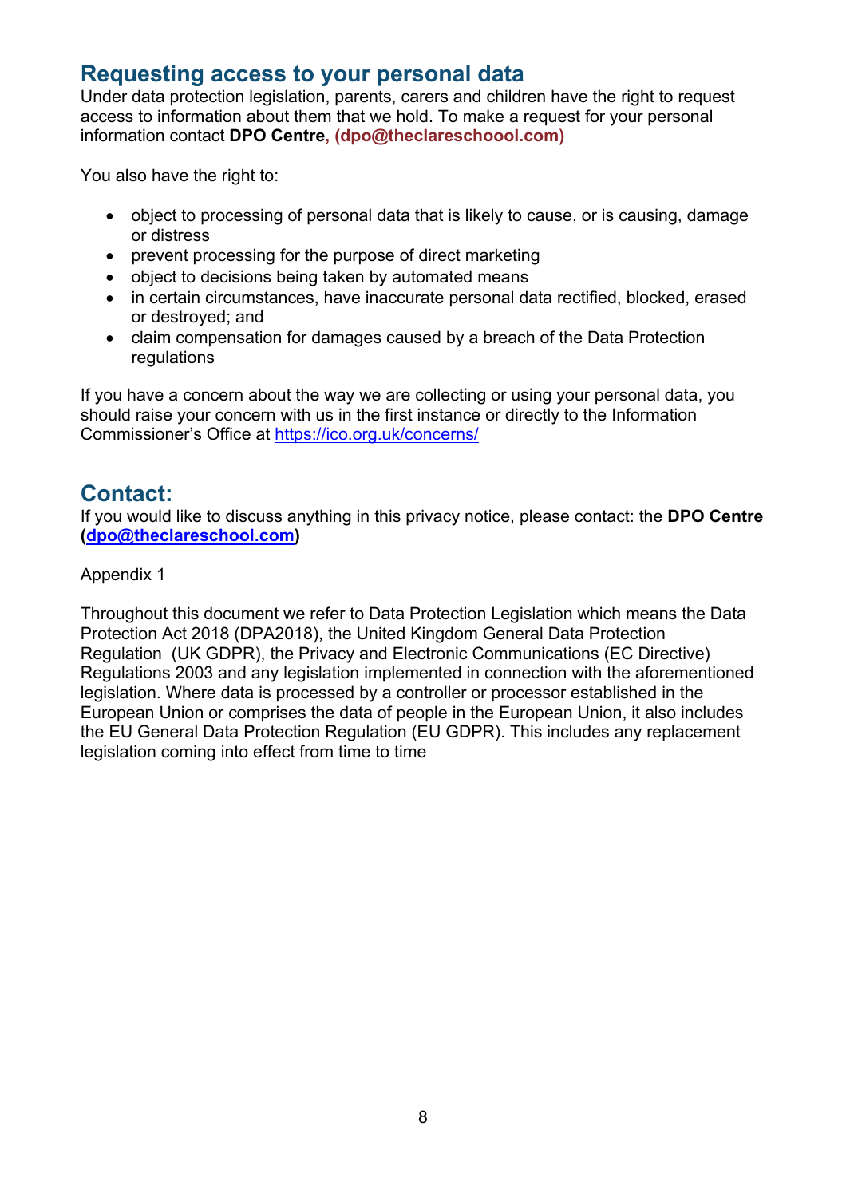## Requesting access to your personal data

Under data protection legislation, parents, carers and children have the right to request access to information about them that we hold. To make a request for your personal information contact **DPO Centre, (dpo@theclareschoool.com)**

You also have the right to:

- object to processing of personal data that is likely to cause, or is causing, damage or distress
- prevent processing for the purpose of direct marketing
- object to decisions being taken by automated means
- in certain circumstances, have inaccurate personal data rectified, blocked, erased or destroyed; and
- claim compensation for damages caused by a breach of the Data Protection regulations

If you have a concern about the way we are collecting or using your personal data, you should raise your concern with us in the first instance or directly to the Information Commissioner's Office at https://ico.org.uk/concerns/

## Contact:

If you would like to discuss anything in this privacy notice, please contact: the **DPO Centre (dpo@theclareschool.com)**

Appendix 1

Throughout this document we refer to Data Protection Legislation which means the Data Protection Act 2018 (DPA2018), the United Kingdom General Data Protection Regulation (UK GDPR), the Privacy and Electronic Communications (EC Directive) Regulations 2003 and any legislation implemented in connection with the aforementioned legislation. Where data is processed by a controller or processor established in the European Union or comprises the data of people in the European Union, it also includes the EU General Data Protection Regulation (EU GDPR). This includes any replacement legislation coming into effect from time to time